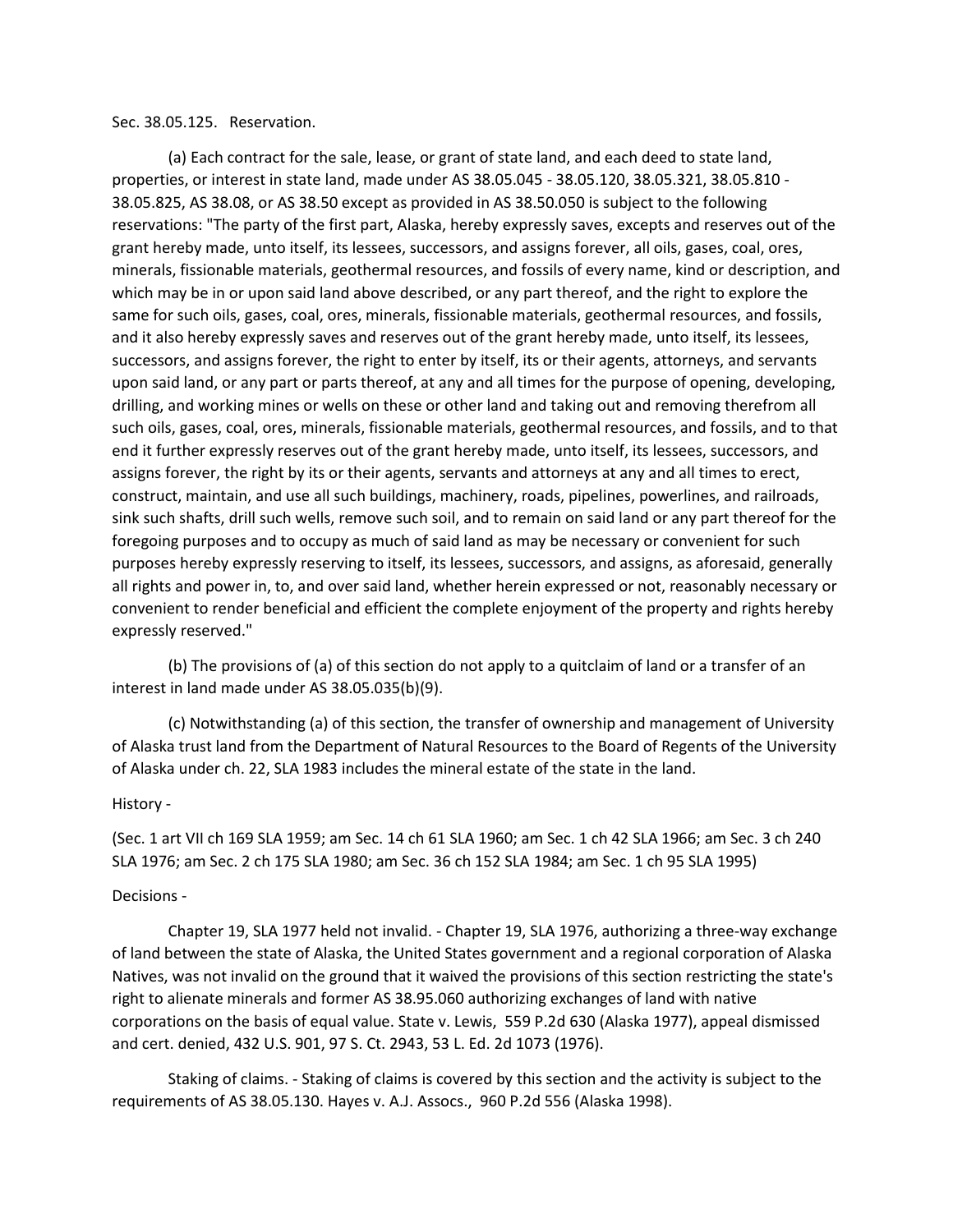Sec. 38.05.125. Reservation.

(a) Each contract for the sale, lease, or grant of state land, and each deed to state land, properties, or interest in state land, made under AS 38.05.045 - 38.05.120, 38.05.321, 38.05.810 - 38.05.825, AS 38.08, or AS 38.50 except as provided in AS 38.50.050 is subject to the following reservations: "The party of the first part, Alaska, hereby expressly saves, excepts and reserves out of the grant hereby made, unto itself, its lessees, successors, and assigns forever, all oils, gases, coal, ores, minerals, fissionable materials, geothermal resources, and fossils of every name, kind or description, and which may be in or upon said land above described, or any part thereof, and the right to explore the same for such oils, gases, coal, ores, minerals, fissionable materials, geothermal resources, and fossils, and it also hereby expressly saves and reserves out of the grant hereby made, unto itself, its lessees, successors, and assigns forever, the right to enter by itself, its or their agents, attorneys, and servants upon said land, or any part or parts thereof, at any and all times for the purpose of opening, developing, drilling, and working mines or wells on these or other land and taking out and removing therefrom all such oils, gases, coal, ores, minerals, fissionable materials, geothermal resources, and fossils, and to that end it further expressly reserves out of the grant hereby made, unto itself, its lessees, successors, and assigns forever, the right by its or their agents, servants and attorneys at any and all times to erect, construct, maintain, and use all such buildings, machinery, roads, pipelines, powerlines, and railroads, sink such shafts, drill such wells, remove such soil, and to remain on said land or any part thereof for the foregoing purposes and to occupy as much of said land as may be necessary or convenient for such purposes hereby expressly reserving to itself, its lessees, successors, and assigns, as aforesaid, generally all rights and power in, to, and over said land, whether herein expressed or not, reasonably necessary or convenient to render beneficial and efficient the complete enjoyment of the property and rights hereby expressly reserved."

(b) The provisions of (a) of this section do not apply to a quitclaim of land or a transfer of an interest in land made under AS 38.05.035(b)(9).

(c) Notwithstanding (a) of this section, the transfer of ownership and management of University of Alaska trust land from the Department of Natural Resources to the Board of Regents of the University of Alaska under ch. 22, SLA 1983 includes the mineral estate of the state in the land.

History -

(Sec. 1 art VII ch 169 SLA 1959; am Sec. 14 ch 61 SLA 1960; am Sec. 1 ch 42 SLA 1966; am Sec. 3 ch 240 SLA 1976; am Sec. 2 ch 175 SLA 1980; am Sec. 36 ch 152 SLA 1984; am Sec. 1 ch 95 SLA 1995)

Decisions -

Chapter 19, SLA 1977 held not invalid. - Chapter 19, SLA 1976, authorizing a three-way exchange of land between the state of Alaska, the United States government and a regional corporation of Alaska Natives, was not invalid on the ground that it waived the provisions of this section restricting the state's right to alienate minerals and former AS 38.95.060 authorizing exchanges of land with native corporations on the basis of equal value. State v. Lewis, 559 P.2d 630 (Alaska 1977), appeal dismissed and cert. denied, 432 U.S. 901, 97 S. Ct. 2943, 53 L. Ed. 2d 1073 (1976).

Staking of claims. - Staking of claims is covered by this section and the activity is subject to the requirements of AS 38.05.130. Hayes v. A.J. Assocs., 960 P.2d 556 (Alaska 1998).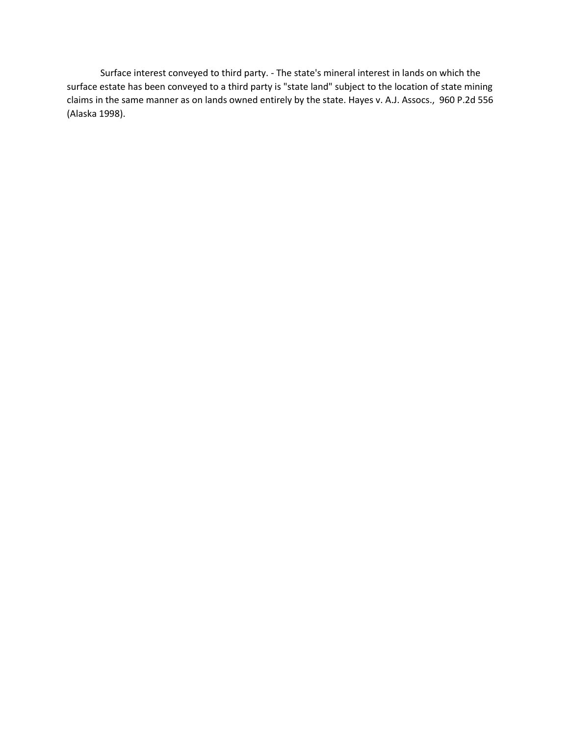Surface interest conveyed to third party. - The state's mineral interest in lands on which the surface estate has been conveyed to a third party is "state land" subject to the location of state mining claims in the same manner as on lands owned entirely by the state. Hayes v. A.J. Assocs., 960 P.2d 556 (Alaska 1998).